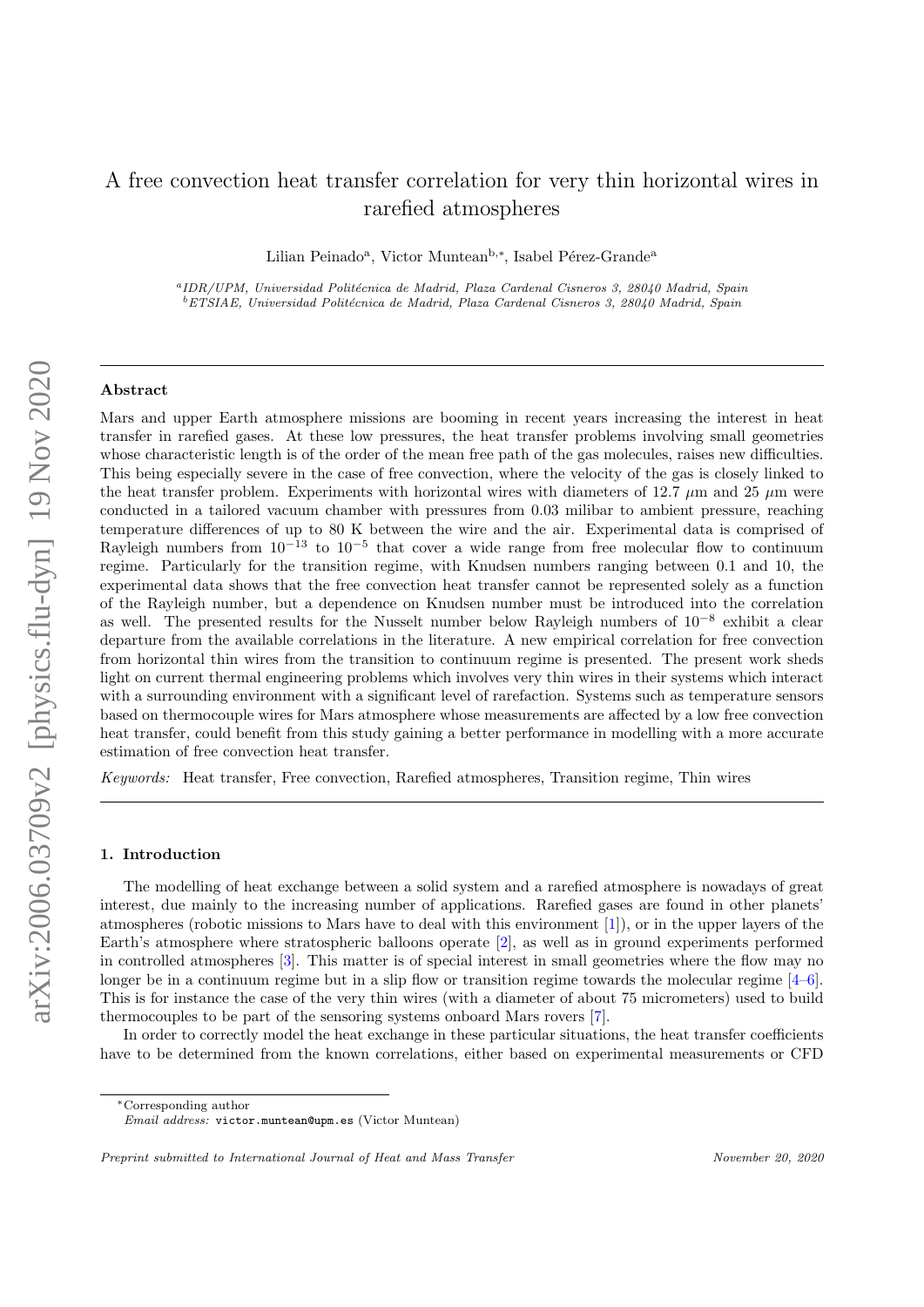# A free convection heat transfer correlation for very thin horizontal wires in rarefied atmospheres

Lilian Peinado[a], Victor Muntean[b,*], Isabel Pérez-Grande[a]

[a] *IDR/UPM, Universidad Politécnica de Madrid, Plaza Cardenal Cisneros 3, 28040 Madrid, Spain*
[b] *ETSIAE, Universidad Politécnica de Madrid, Plaza Cardenal Cisneros 3, 28040 Madrid, Spain*

## Abstract

Mars and upper Earth atmosphere missions are booming in recent years increasing the interest in heat transfer in rarefied gases. At these low pressures, the heat transfer problems involving small geometries whose characteristic length is of the order of the mean free path of the gas molecules, raises new difficulties. This being especially severe in the case of free convection, where the velocity of the gas is closely linked to the heat transfer problem. Experiments with horizontal wires with diameters of 12.7 $\mu$m and 25 $\mu$m were conducted in a tailored vacuum chamber with pressures from 0.03 milibar to ambient pressure, reaching temperature differences of up to 80 K between the wire and the air. Experimental data is comprised of Rayleigh numbers from $10^{-13}$ to $10^{-5}$ that cover a wide range from free molecular flow to continuum regime. Particularly for the transition regime, with Knudsen numbers ranging between 0.1 and 10, the experimental data shows that the free convection heat transfer cannot be represented solely as a function of the Rayleigh number, but a dependence on Knudsen number must be introduced into the correlation as well. The presented results for the Nusselt number below Rayleigh numbers of $10^{-8}$ exhibit a clear departure from the available correlations in the literature. A new empirical correlation for free convection from horizontal thin wires from the transition to continuum regime is presented. The present work sheds light on current thermal engineering problems which involves very thin wires in their systems which interact with a surrounding environment with a significant level of rarefaction. Systems such as temperature sensors based on thermocouple wires for Mars atmosphere whose measurements are affected by a low free convection heat transfer, could benefit from this study gaining a better performance in modelling with a more accurate estimation of free convection heat transfer.

*Keywords:* Heat transfer, Free convection, Rarefied atmospheres, Transition regime, Thin wires

## 1. Introduction

The modelling of heat exchange between a solid system and a rarefied atmosphere is nowadays of great interest, due mainly to the increasing number of applications. Rarefied gases are found in other planets' atmospheres (robotic missions to Mars have to deal with this environment [1]), or in the upper layers of the Earth's atmosphere where stratospheric balloons operate [2], as well as in ground experiments performed in controlled atmospheres [3]. This matter is of special interest in small geometries where the flow may no longer be in a continuum regime but in a slip flow or transition regime towards the molecular regime [4–6]. This is for instance the case of the very thin wires (with a diameter of about 75 micrometers) used to build thermocouples to be part of the sensoring systems onboard Mars rovers [7].

In order to correctly model the heat exchange in these particular situations, the heat transfer coefficients have to be determined from the known correlations, either based on experimental measurements or CFD

*Corresponding author
*Email address:* victor.muntean@upm.es (Victor Muntean)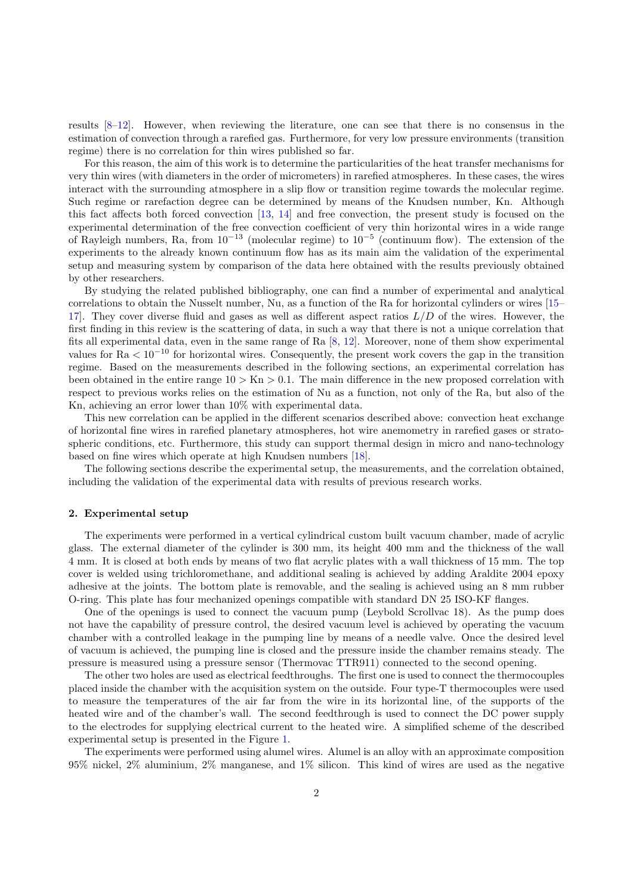results [8–12]. However, when reviewing the literature, one can see that there is no consensus in the estimation of convection through a rarefied gas. Furthermore, for very low pressure environments (transition regime) there is no correlation for thin wires published so far.

For this reason, the aim of this work is to determine the particularities of the heat transfer mechanisms for very thin wires (with diameters in the order of micrometers) in rarefied atmospheres. In these cases, the wires interact with the surrounding atmosphere in a slip flow or transition regime towards the molecular regime. Such regime or rarefaction degree can be determined by means of the Knudsen number, Kn. Although this fact affects both forced convection [13, 14] and free convection, the present study is focused on the experimental determination of the free convection coefficient of very thin horizontal wires in a wide range of Rayleigh numbers, Ra, from $10^{-13}$ (molecular regime) to $10^{-5}$ (continuum flow). The extension of the experiments to the already known continuum flow has as its main aim the validation of the experimental setup and measuring system by comparison of the data here obtained with the results previously obtained by other researchers.

By studying the related published bibliography, one can find a number of experimental and analytical correlations to obtain the Nusselt number, Nu, as a function of the Ra for horizontal cylinders or wires [15–17]. They cover diverse fluid and gases as well as different aspect ratios $L/D$ of the wires. However, the first finding in this review is the scattering of data, in such a way that there is not a unique correlation that fits all experimental data, even in the same range of Ra [8, 12]. Moreover, none of them show experimental values for $\mathrm{Ra} < 10^{-10}$ for horizontal wires. Consequently, the present work covers the gap in the transition regime. Based on the measurements described in the following sections, an experimental correlation has been obtained in the entire range $10 > \mathrm{Kn} > 0.1$. The main difference in the new proposed correlation with respect to previous works relies on the estimation of Nu as a function, not only of the Ra, but also of the Kn, achieving an error lower than 10% with experimental data.

This new correlation can be applied in the different scenarios described above: convection heat exchange of horizontal fine wires in rarefied planetary atmospheres, hot wire anemometry in rarefied gases or stratospheric conditions, etc. Furthermore, this study can support thermal design in micro and nano-technology based on fine wires which operate at high Knudsen numbers [18].

The following sections describe the experimental setup, the measurements, and the correlation obtained, including the validation of the experimental data with results of previous research works.

## 2. Experimental setup

The experiments were performed in a vertical cylindrical custom built vacuum chamber, made of acrylic glass. The external diameter of the cylinder is 300 mm, its height 400 mm and the thickness of the wall 4 mm. It is closed at both ends by means of two flat acrylic plates with a wall thickness of 15 mm. The top cover is welded using trichloromethane, and additional sealing is achieved by adding Araldite 2004 epoxy adhesive at the joints. The bottom plate is removable, and the sealing is achieved using an 8 mm rubber O-ring. This plate has four mechanized openings compatible with standard DN 25 ISO-KF flanges.

One of the openings is used to connect the vacuum pump (Leybold Scrollvac 18). As the pump does not have the capability of pressure control, the desired vacuum level is achieved by operating the vacuum chamber with a controlled leakage in the pumping line by means of a needle valve. Once the desired level of vacuum is achieved, the pumping line is closed and the pressure inside the chamber remains steady. The pressure is measured using a pressure sensor (Thermovac TTR911) connected to the second opening.

The other two holes are used as electrical feedthroughs. The first one is used to connect the thermocouples placed inside the chamber with the acquisition system on the outside. Four type-T thermocouples were used to measure the temperatures of the air far from the wire in its horizontal line, of the supports of the heated wire and of the chamber's wall. The second feedthrough is used to connect the DC power supply to the electrodes for supplying electrical current to the heated wire. A simplified scheme of the described experimental setup is presented in the Figure 1.

The experiments were performed using alumel wires. Alumel is an alloy with an approximate composition 95% nickel, 2% aluminium, 2% manganese, and 1% silicon. This kind of wires are used as the negative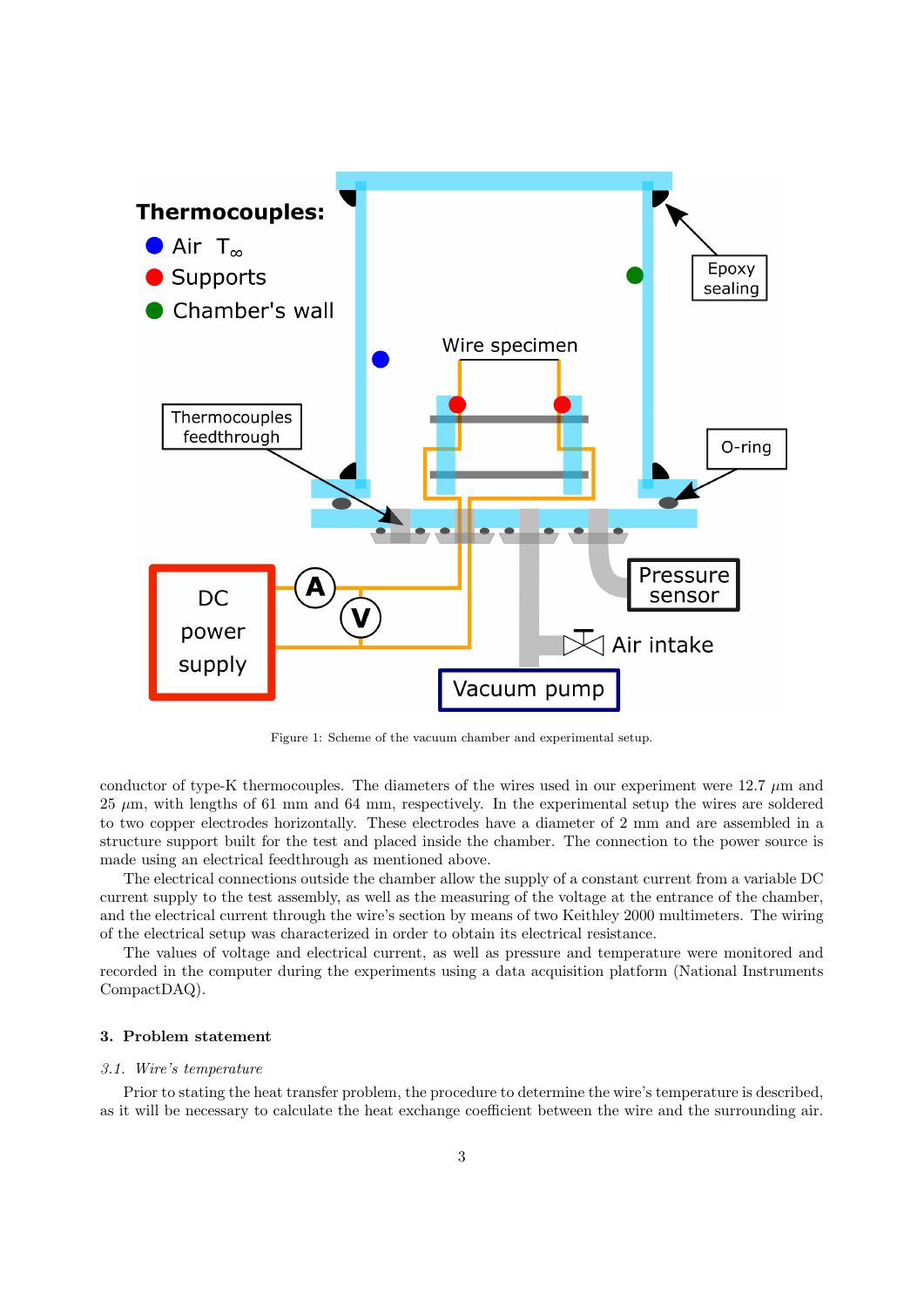Figure 1: Scheme of the vacuum chamber and experimental setup.

conductor of type-K thermocouples. The diameters of the wires used in our experiment were 12.7 $\mu$m and 25 $\mu$m, with lengths of 61 mm and 64 mm, respectively. In the experimental setup the wires are soldered to two copper electrodes horizontally. These electrodes have a diameter of 2 mm and are assembled in a structure support built for the test and placed inside the chamber. The connection to the power source is made using an electrical feedthrough as mentioned above.

The electrical connections outside the chamber allow the supply of a constant current from a variable DC current supply to the test assembly, as well as the measuring of the voltage at the entrance of the chamber, and the electrical current through the wire's section by means of two Keithley 2000 multimeters. The wiring of the electrical setup was characterized in order to obtain its electrical resistance.

The values of voltage and electrical current, as well as pressure and temperature were monitored and recorded in the computer during the experiments using a data acquisition platform (National Instruments CompactDAQ).

## 3. Problem statement

### *3.1. Wire's temperature*

Prior to stating the heat transfer problem, the procedure to determine the wire's temperature is described, as it will be necessary to calculate the heat exchange coefficient between the wire and the surrounding air.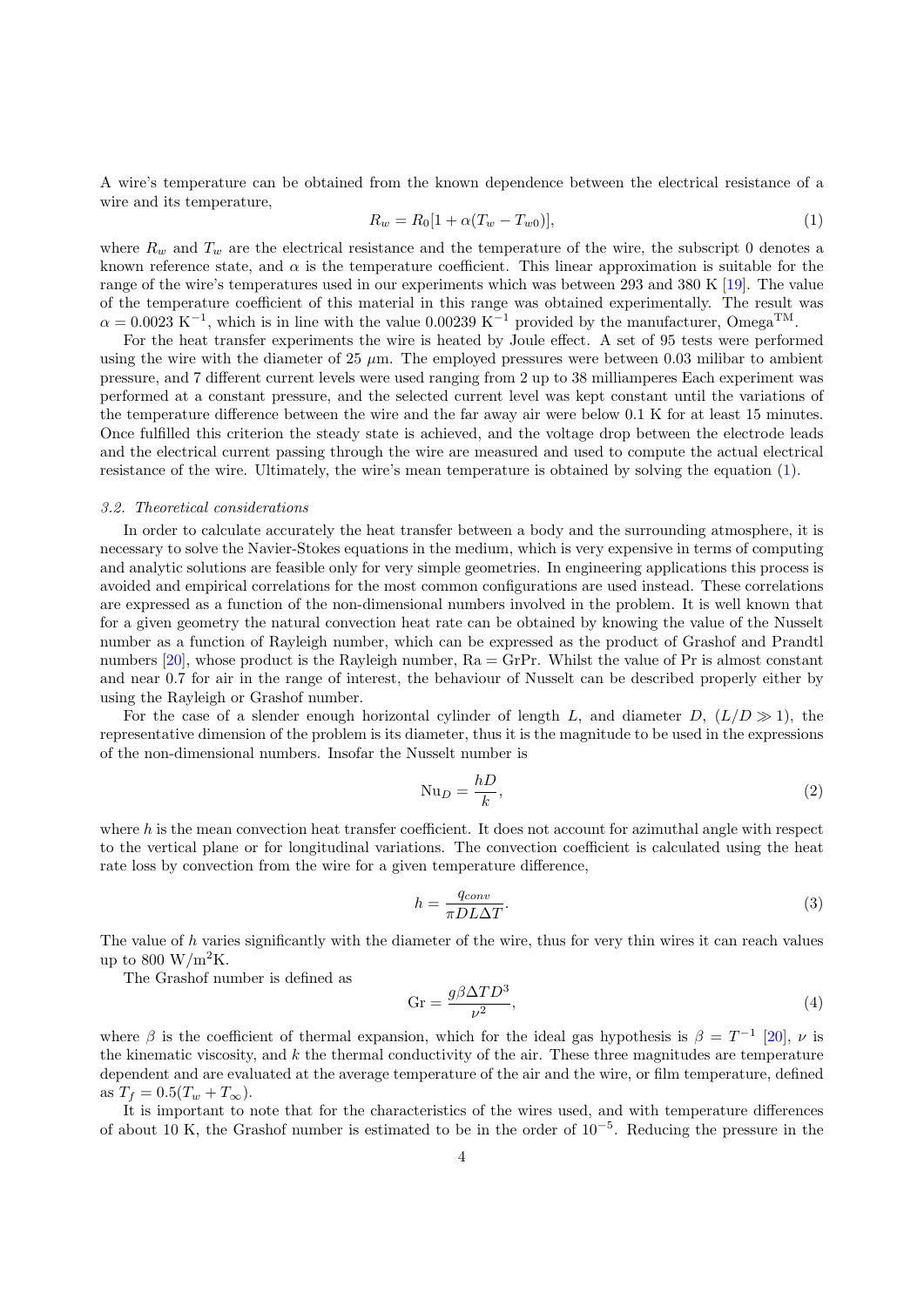A wire's temperature can be obtained from the known dependence between the electrical resistance of a wire and its temperature,

$$R_w = R_0[1 + \alpha(T_w - T_{w0})], \tag{1}$$

where $R_w$ and $T_w$ are the electrical resistance and the temperature of the wire, the subscript 0 denotes a known reference state, and $\alpha$ is the temperature coefficient. This linear approximation is suitable for the range of the wire's temperatures used in our experiments which was between 293 and 380 K [19]. The value of the temperature coefficient of this material in this range was obtained experimentally. The result was $\alpha = 0.0023$ K$^{-1}$, which is in line with the value 0.00239 K$^{-1}$ provided by the manufacturer, Omega$^{\text{TM}}$.

For the heat transfer experiments the wire is heated by Joule effect. A set of 95 tests were performed using the wire with the diameter of 25 $\mu$m. The employed pressures were between 0.03 milibar to ambient pressure, and 7 different current levels were used ranging from 2 up to 38 milliamperes Each experiment was performed at a constant pressure, and the selected current level was kept constant until the variations of the temperature difference between the wire and the far away air were below 0.1 K for at least 15 minutes. Once fulfilled this criterion the steady state is achieved, and the voltage drop between the electrode leads and the electrical current passing through the wire are measured and used to compute the actual electrical resistance of the wire. Ultimately, the wire's mean temperature is obtained by solving the equation (1).

### *3.2. Theoretical considerations*

In order to calculate accurately the heat transfer between a body and the surrounding atmosphere, it is necessary to solve the Navier-Stokes equations in the medium, which is very expensive in terms of computing and analytic solutions are feasible only for very simple geometries. In engineering applications this process is avoided and empirical correlations for the most common configurations are used instead. These correlations are expressed as a function of the non-dimensional numbers involved in the problem. It is well known that for a given geometry the natural convection heat rate can be obtained by knowing the value of the Nusselt number as a function of Rayleigh number, which can be expressed as the product of Grashof and Prandtl numbers [20], whose product is the Rayleigh number, $\mathrm{Ra} = \mathrm{GrPr}$. Whilst the value of Pr is almost constant and near 0.7 for air in the range of interest, the behaviour of Nusselt can be described properly either by using the Rayleigh or Grashof number.

For the case of a slender enough horizontal cylinder of length $L$, and diameter $D$, ($L/D \gg 1$), the representative dimension of the problem is its diameter, thus it is the magnitude to be used in the expressions of the non-dimensional numbers. Insofar the Nusselt number is

$$\mathrm{Nu}_D = \frac{hD}{k}, \tag{2}$$

where $h$ is the mean convection heat transfer coefficient. It does not account for azimuthal angle with respect to the vertical plane or for longitudinal variations. The convection coefficient is calculated using the heat rate loss by convection from the wire for a given temperature difference,

$$h = \frac{q_{conv}}{\pi D L \Delta T}. \tag{3}$$

The value of $h$ varies significantly with the diameter of the wire, thus for very thin wires it can reach values up to 800 W/m$^2$K.

The Grashof number is defined as

$$\mathrm{Gr} = \frac{g\beta\Delta T D^3}{\nu^2}, \tag{4}$$

where $\beta$ is the coefficient of thermal expansion, which for the ideal gas hypothesis is $\beta = T^{-1}$ [20], $\nu$ is the kinematic viscosity, and $k$ the thermal conductivity of the air. These three magnitudes are temperature dependent and are evaluated at the average temperature of the air and the wire, or film temperature, defined as $T_f = 0.5(T_w + T_\infty)$.

It is important to note that for the characteristics of the wires used, and with temperature differences of about 10 K, the Grashof number is estimated to be in the order of $10^{-5}$. Reducing the pressure in the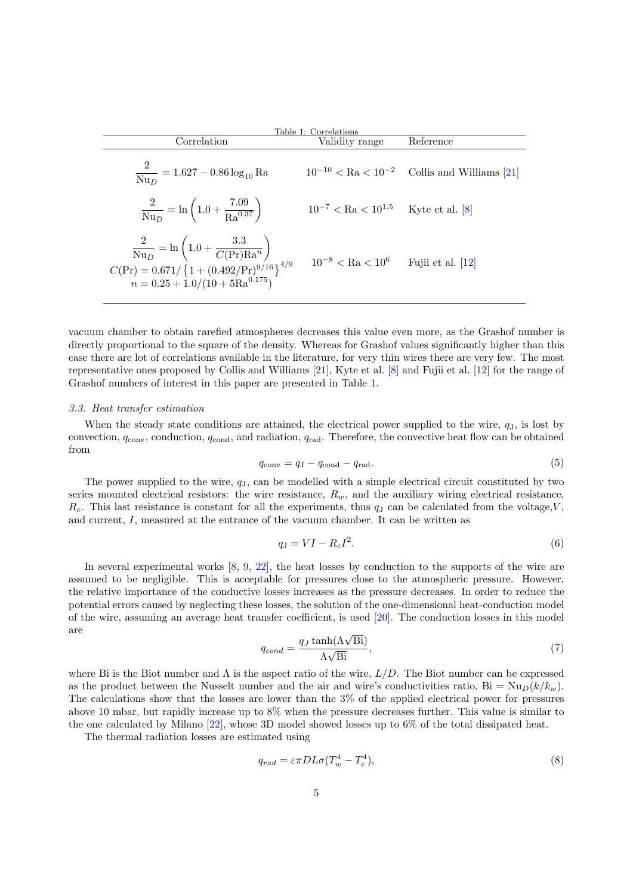Table 1: Correlations

| Correlation | Validity range | Reference |
|---|---|---|
| $\dfrac{2}{\mathrm{Nu}_D} = 1.627 - 0.86\log_{10}\mathrm{Ra}$ | $10^{-10} < \mathrm{Ra} < 10^{-2}$ | Collis and Williams [21] |
| $\dfrac{2}{\mathrm{Nu}_D} = \ln\left(1.0 + \dfrac{7.09}{\mathrm{Ra}^{0.37}}\right)$ | $10^{-7} < \mathrm{Ra} < 10^{1.5}$ | Kyte et al. [8] |
| $\dfrac{2}{\mathrm{Nu}_D} = \ln\left(1.0 + \dfrac{3.3}{C(\mathrm{Pr})\mathrm{Ra}^n}\right)$, $C(\mathrm{Pr}) = 0.671/\left\{1 + (0.492/\mathrm{Pr})^{9/16}\right\}^{4/9}$, $n = 0.25 + 1.0/(10 + 5\mathrm{Ra}^{0.175})$ | $10^{-8} < \mathrm{Ra} < 10^{6}$ | Fujii et al. [12] |

vacuum chamber to obtain rarefied atmospheres decreases this value even more, as the Grashof number is directly proportional to the square of the density. Whereas for Grashof values significantly higher than this case there are lot of correlations available in the literature, for very thin wires there are very few. The most representative ones proposed by Collis and Williams [21], Kyte et al. [8] and Fujii et al. [12] for the range of Grashof numbers of interest in this paper are presented in Table 1.

### *3.3. Heat transfer estimation*

When the steady state conditions are attained, the electrical power supplied to the wire, $q_\mathrm{J}$, is lost by convection, $q_\mathrm{conv}$, conduction, $q_\mathrm{cond}$, and radiation, $q_\mathrm{rad}$. Therefore, the convective heat flow can be obtained from

$$q_\mathrm{conv} = q_\mathrm{J} - q_\mathrm{cond} - q_\mathrm{rad}. \tag{5}$$

The power supplied to the wire, $q_\mathrm{J}$, can be modelled with a simple electrical circuit constituted by two series mounted electrical resistors: the wire resistance, $R_w$, and the auxiliary wiring electrical resistance, $R_c$. This last resistance is constant for all the experiments, thus $q_\mathrm{J}$ can be calculated from the voltage,$V$, and current, $I$, measured at the entrance of the vacuum chamber. It can be written as

$$q_\mathrm{J} = VI - R_c I^2. \tag{6}$$

In several experimental works [8, 9, 22], the heat losses by conduction to the supports of the wire are assumed to be negligible. This is acceptable for pressures close to the atmospheric pressure. However, the relative importance of the conductive losses increases as the pressure decreases. In order to reduce the potential errors caused by neglecting these losses, the solution of the one-dimensional heat-conduction model of the wire, assuming an average heat transfer coefficient, is used [20]. The conduction losses in this model are

$$q_{cond} = \frac{q_J \tanh(\Lambda\sqrt{\mathrm{Bi}})}{\Lambda\sqrt{\mathrm{Bi}}}, \tag{7}$$

where Bi is the Biot number and $\Lambda$ is the aspect ratio of the wire, $L/D$. The Biot number can be expressed as the product between the Nusselt number and the air and wire's conductivities ratio, $\mathrm{Bi} = \mathrm{Nu}_D(k/k_w)$. The calculations show that the losses are lower than the 3% of the applied electrical power for pressures above 10 mbar, but rapidly increase up to 8% when the pressure decreases further. This value is similar to the one calculated by Milano [22], whose 3D model showed losses up to 6% of the total dissipated heat.

The thermal radiation losses are estimated using

$$q_{rad} = \varepsilon \pi D L \sigma (T_w^4 - T_c^4), \tag{8}$$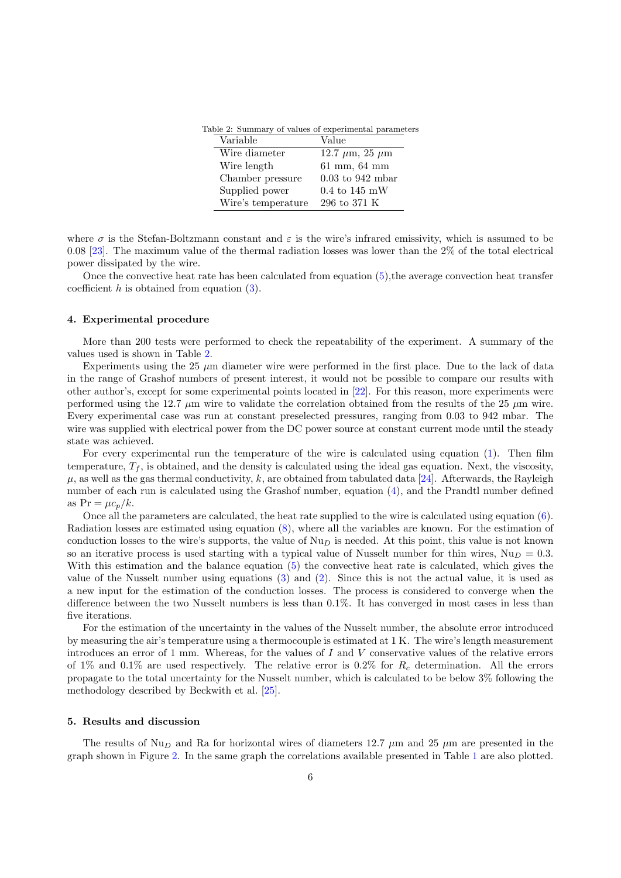Table 2: Summary of values of experimental parameters

| Variable | Value |
| --- | --- |
| Wire diameter | 12.7 $\mu$m, 25 $\mu$m |
| Wire length | 61 mm, 64 mm |
| Chamber pressure | 0.03 to 942 mbar |
| Supplied power | 0.4 to 145 mW |
| Wire's temperature | 296 to 371 K |

where $\sigma$ is the Stefan-Boltzmann constant and $\varepsilon$ is the wire's infrared emissivity, which is assumed to be 0.08 [23]. The maximum value of the thermal radiation losses was lower than the 2% of the total electrical power dissipated by the wire.

Once the convective heat rate has been calculated from equation (5),the average convection heat transfer coefficient $h$ is obtained from equation (3).

## 4. Experimental procedure

More than 200 tests were performed to check the repeatability of the experiment. A summary of the values used is shown in Table 2.

Experiments using the 25 $\mu$m diameter wire were performed in the first place. Due to the lack of data in the range of Grashof numbers of present interest, it would not be possible to compare our results with other author's, except for some experimental points located in [22]. For this reason, more experiments were performed using the 12.7 $\mu$m wire to validate the correlation obtained from the results of the 25 $\mu$m wire. Every experimental case was run at constant preselected pressures, ranging from 0.03 to 942 mbar. The wire was supplied with electrical power from the DC power source at constant current mode until the steady state was achieved.

For every experimental run the temperature of the wire is calculated using equation (1). Then film temperature, $T_f$, is obtained, and the density is calculated using the ideal gas equation. Next, the viscosity, $\mu$, as well as the gas thermal conductivity, $k$, are obtained from tabulated data [24]. Afterwards, the Rayleigh number of each run is calculated using the Grashof number, equation (4), and the Prandtl number defined as $\mathrm{Pr} = \mu c_p / k$.

Once all the parameters are calculated, the heat rate supplied to the wire is calculated using equation (6). Radiation losses are estimated using equation (8), where all the variables are known. For the estimation of conduction losses to the wire's supports, the value of $\mathrm{Nu}_D$ is needed. At this point, this value is not known so an iterative process is used starting with a typical value of Nusselt number for thin wires, $\mathrm{Nu}_D = 0.3$. With this estimation and the balance equation (5) the convective heat rate is calculated, which gives the value of the Nusselt number using equations (3) and (2). Since this is not the actual value, it is used as a new input for the estimation of the conduction losses. The process is considered to converge when the difference between the two Nusselt numbers is less than 0.1%. It has converged in most cases in less than five iterations.

For the estimation of the uncertainty in the values of the Nusselt number, the absolute error introduced by measuring the air's temperature using a thermocouple is estimated at 1 K. The wire's length measurement introduces an error of 1 mm. Whereas, for the values of $I$ and $V$ conservative values of the relative errors of 1% and 0.1% are used respectively. The relative error is 0.2% for $R_c$ determination. All the errors propagate to the total uncertainty for the Nusselt number, which is calculated to be below 3% following the methodology described by Beckwith et al. [25].

## 5. Results and discussion

The results of $\mathrm{Nu}_D$ and Ra for horizontal wires of diameters 12.7 $\mu$m and 25 $\mu$m are presented in the graph shown in Figure 2. In the same graph the correlations available presented in Table 1 are also plotted.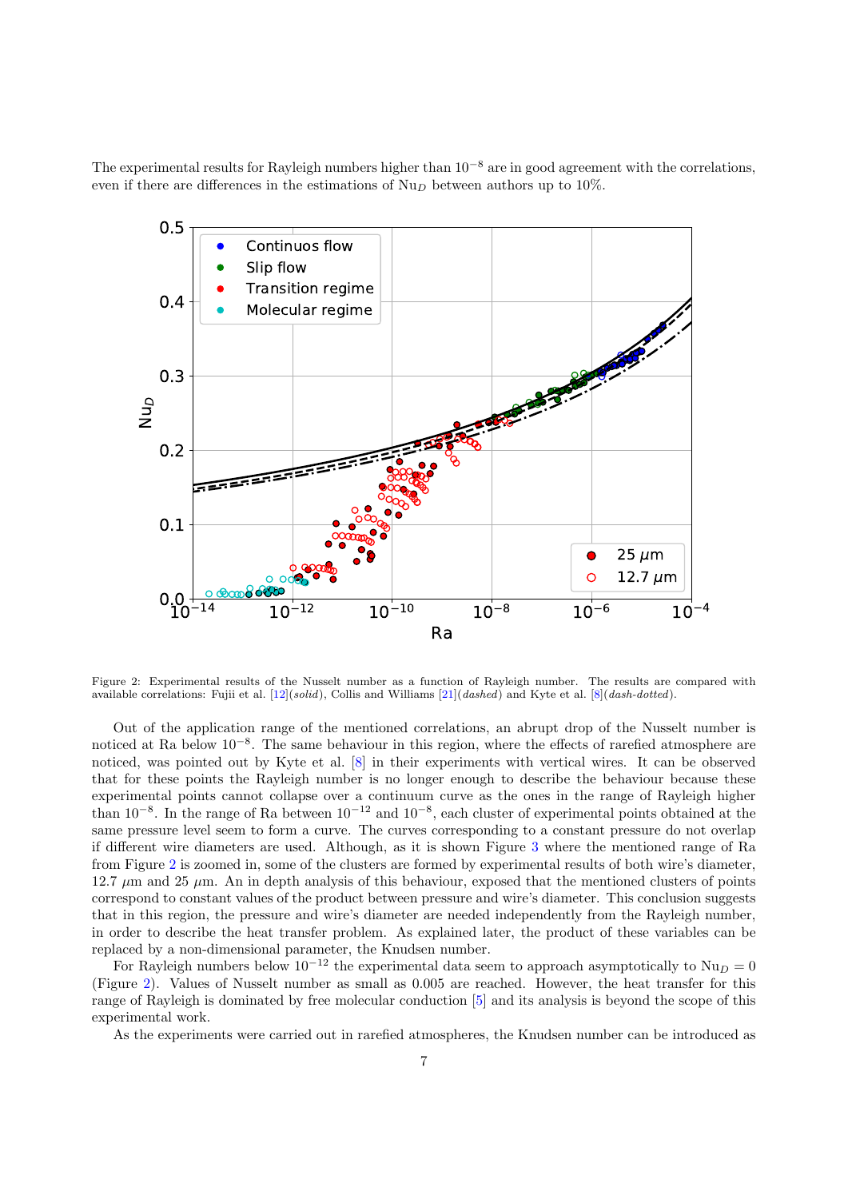The experimental results for Rayleigh numbers higher than $10^{-8}$ are in good agreement with the correlations, even if there are differences in the estimations of $\mathrm{Nu}_D$ between authors up to 10%.

Figure 2: Experimental results of the Nusselt number as a function of Rayleigh number. The results are compared with available correlations: Fujii et al. [12](*solid*), Collis and Williams [21](*dashed*) and Kyte et al. [8](*dash-dotted*).

Out of the application range of the mentioned correlations, an abrupt drop of the Nusselt number is noticed at Ra below $10^{-8}$. The same behaviour in this region, where the effects of rarefied atmosphere are noticed, was pointed out by Kyte et al. [8] in their experiments with vertical wires. It can be observed that for these points the Rayleigh number is no longer enough to describe the behaviour because these experimental points cannot collapse over a continuum curve as the ones in the range of Rayleigh higher than $10^{-8}$. In the range of Ra between $10^{-12}$ and $10^{-8}$, each cluster of experimental points obtained at the same pressure level seem to form a curve. The curves corresponding to a constant pressure do not overlap if different wire diameters are used. Although, as it is shown Figure 3 where the mentioned range of Ra from Figure 2 is zoomed in, some of the clusters are formed by experimental results of both wire's diameter, 12.7 $\mu$m and 25 $\mu$m. An in depth analysis of this behaviour, exposed that the mentioned clusters of points correspond to constant values of the product between pressure and wire's diameter. This conclusion suggests that in this region, the pressure and wire's diameter are needed independently from the Rayleigh number, in order to describe the heat transfer problem. As explained later, the product of these variables can be replaced by a non-dimensional parameter, the Knudsen number.

For Rayleigh numbers below $10^{-12}$ the experimental data seem to approach asymptotically to $\mathrm{Nu}_D = 0$ (Figure 2). Values of Nusselt number as small as 0.005 are reached. However, the heat transfer for this range of Rayleigh is dominated by free molecular conduction [5] and its analysis is beyond the scope of this experimental work.

As the experiments were carried out in rarefied atmospheres, the Knudsen number can be introduced as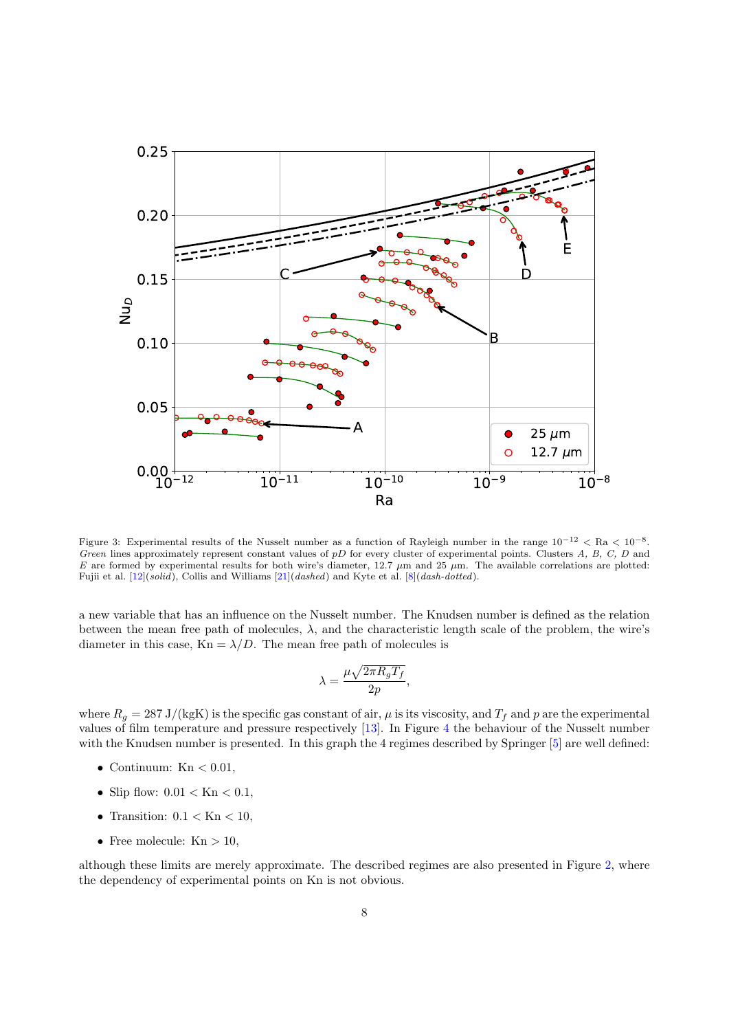Figure 3: Experimental results of the Nusselt number as a function of Rayleigh number in the range $10^{-12} < \mathrm{Ra} < 10^{-8}$. *Green* lines approximately represent constant values of $pD$ for every cluster of experimental points. Clusters *A*, *B*, *C*, *D* and *E* are formed by experimental results for both wire's diameter, 12.7 $\mu$m and 25 $\mu$m. The available correlations are plotted: Fujii et al. [12](*solid*), Collis and Williams [21](*dashed*) and Kyte et al. [8](*dash-dotted*).

a new variable that has an influence on the Nusselt number. The Knudsen number is defined as the relation between the mean free path of molecules, $\lambda$, and the characteristic length scale of the problem, the wire's diameter in this case, $\mathrm{Kn} = \lambda/D$. The mean free path of molecules is

$$\lambda = \frac{\mu\sqrt{2\pi R_g T_f}}{2p},$$

where $R_g = 287$ J/(kgK) is the specific gas constant of air, $\mu$ is its viscosity, and $T_f$ and $p$ are the experimental values of film temperature and pressure respectively [13]. In Figure 4 the behaviour of the Nusselt number with the Knudsen number is presented. In this graph the 4 regimes described by Springer [5] are well defined:

- Continuum: $\mathrm{Kn} < 0.01$,
- Slip flow: $0.01 < \mathrm{Kn} < 0.1$,
- Transition: $0.1 < \mathrm{Kn} < 10$,
- Free molecule: $\mathrm{Kn} > 10$,

although these limits are merely approximate. The described regimes are also presented in Figure 2, where the dependency of experimental points on Kn is not obvious.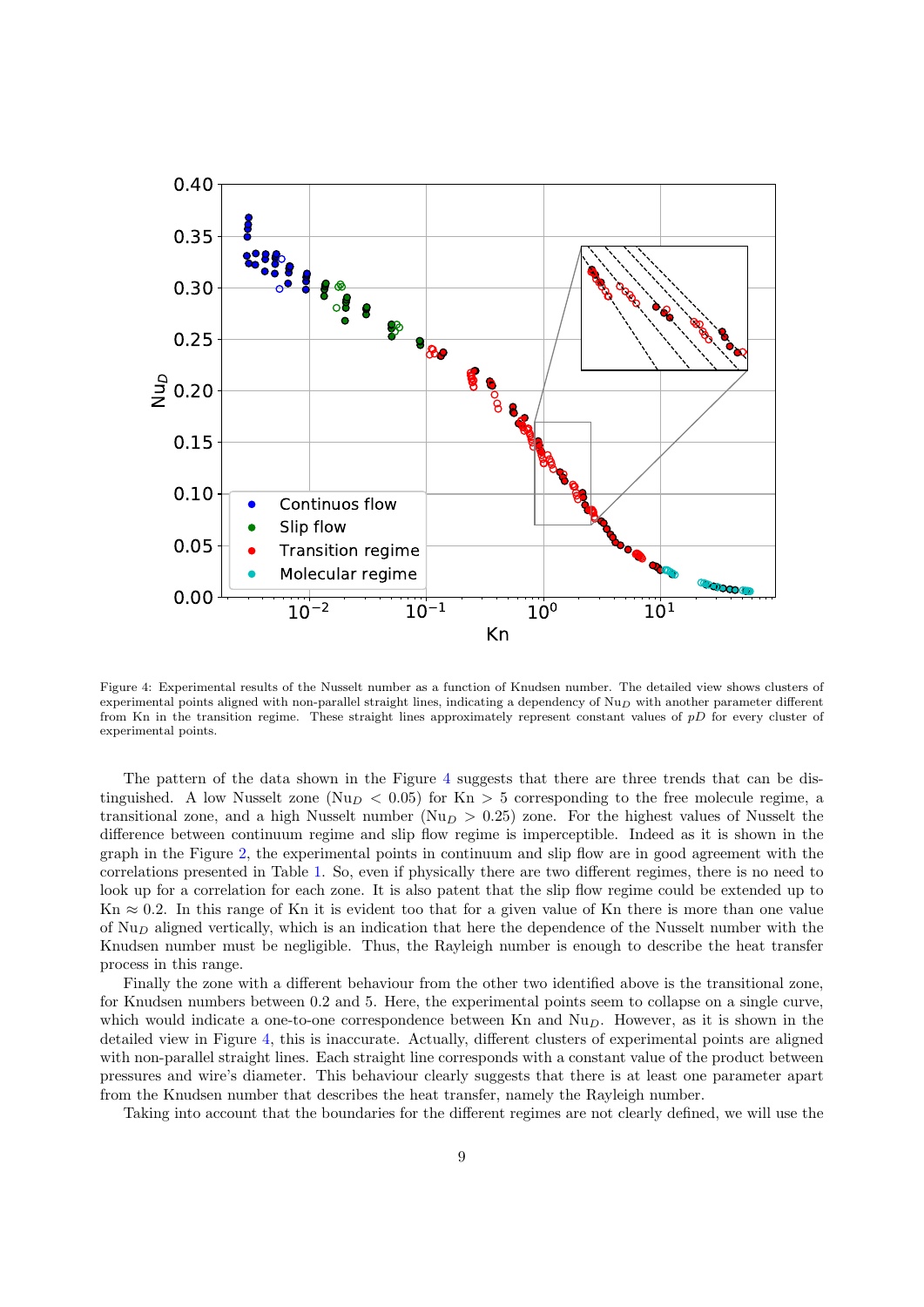Figure 4: Experimental results of the Nusselt number as a function of Knudsen number. The detailed view shows clusters of experimental points aligned with non-parallel straight lines, indicating a dependency of $\mathrm{Nu}_D$ with another parameter different from Kn in the transition regime. These straight lines approximately represent constant values of $pD$ for every cluster of experimental points.

The pattern of the data shown in the Figure 4 suggests that there are three trends that can be distinguished. A low Nusselt zone ($\mathrm{Nu}_D < 0.05$) for $\mathrm{Kn} > 5$ corresponding to the free molecule regime, a transitional zone, and a high Nusselt number ($\mathrm{Nu}_D > 0.25$) zone. For the highest values of Nusselt the difference between continuum regime and slip flow regime is imperceptible. Indeed as it is shown in the graph in the Figure 2, the experimental points in continuum and slip flow are in good agreement with the correlations presented in Table 1. So, even if physically there are two different regimes, there is no need to look up for a correlation for each zone. It is also patent that the slip flow regime could be extended up to $\mathrm{Kn} \approx 0.2$. In this range of Kn it is evident too that for a given value of Kn there is more than one value of $\mathrm{Nu}_D$ aligned vertically, which is an indication that here the dependence of the Nusselt number with the Knudsen number must be negligible. Thus, the Rayleigh number is enough to describe the heat transfer process in this range.

Finally the zone with a different behaviour from the other two identified above is the transitional zone, for Knudsen numbers between 0.2 and 5. Here, the experimental points seem to collapse on a single curve, which would indicate a one-to-one correspondence between Kn and $\mathrm{Nu}_D$. However, as it is shown in the detailed view in Figure 4, this is inaccurate. Actually, different clusters of experimental points are aligned with non-parallel straight lines. Each straight line corresponds with a constant value of the product between pressures and wire's diameter. This behaviour clearly suggests that there is at least one parameter apart from the Knudsen number that describes the heat transfer, namely the Rayleigh number.

Taking into account that the boundaries for the different regimes are not clearly defined, we will use the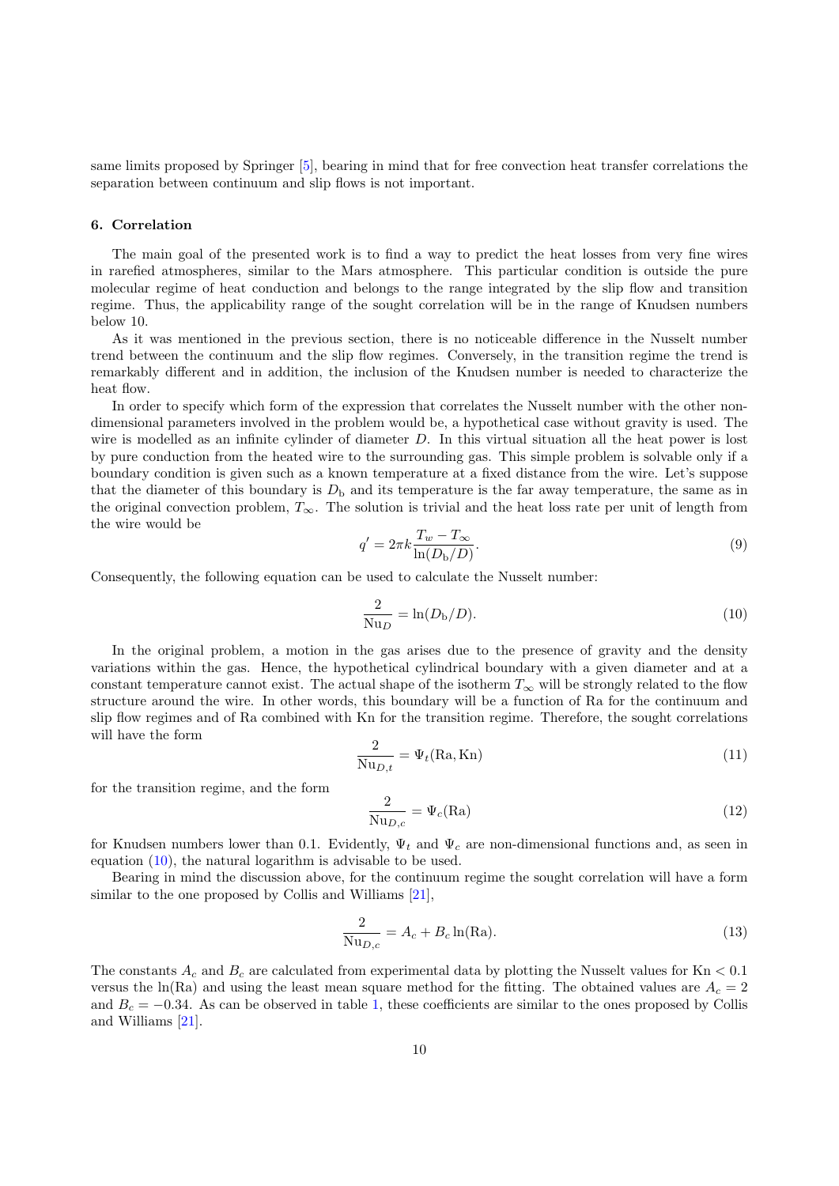same limits proposed by Springer [5], bearing in mind that for free convection heat transfer correlations the separation between continuum and slip flows is not important.

## 6. Correlation

The main goal of the presented work is to find a way to predict the heat losses from very fine wires in rarefied atmospheres, similar to the Mars atmosphere. This particular condition is outside the pure molecular regime of heat conduction and belongs to the range integrated by the slip flow and transition regime. Thus, the applicability range of the sought correlation will be in the range of Knudsen numbers below 10.

As it was mentioned in the previous section, there is no noticeable difference in the Nusselt number trend between the continuum and the slip flow regimes. Conversely, in the transition regime the trend is remarkably different and in addition, the inclusion of the Knudsen number is needed to characterize the heat flow.

In order to specify which form of the expression that correlates the Nusselt number with the other non-dimensional parameters involved in the problem would be, a hypothetical case without gravity is used. The wire is modelled as an infinite cylinder of diameter $D$. In this virtual situation all the heat power is lost by pure conduction from the heated wire to the surrounding gas. This simple problem is solvable only if a boundary condition is given such as a known temperature at a fixed distance from the wire. Let's suppose that the diameter of this boundary is $D_\mathrm{b}$ and its temperature is the far away temperature, the same as in the original convection problem, $T_\infty$. The solution is trivial and the heat loss rate per unit of length from the wire would be

$$q' = 2\pi k \frac{T_w - T_\infty}{\ln(D_\mathrm{b}/D)}. \tag{9}$$

Consequently, the following equation can be used to calculate the Nusselt number:

$$\frac{2}{\mathrm{Nu}_D} = \ln(D_\mathrm{b}/D). \tag{10}$$

In the original problem, a motion in the gas arises due to the presence of gravity and the density variations within the gas. Hence, the hypothetical cylindrical boundary with a given diameter and at a constant temperature cannot exist. The actual shape of the isotherm $T_\infty$ will be strongly related to the flow structure around the wire. In other words, this boundary will be a function of Ra for the continuum and slip flow regimes and of Ra combined with Kn for the transition regime. Therefore, the sought correlations will have the form

$$\frac{2}{\mathrm{Nu}_{D,t}} = \Psi_t(\mathrm{Ra}, \mathrm{Kn}) \tag{11}$$

for the transition regime, and the form

$$\frac{2}{\mathrm{Nu}_{D,c}} = \Psi_c(\mathrm{Ra}) \tag{12}$$

for Knudsen numbers lower than 0.1. Evidently, $\Psi_t$ and $\Psi_c$ are non-dimensional functions and, as seen in equation (10), the natural logarithm is advisable to be used.

Bearing in mind the discussion above, for the continuum regime the sought correlation will have a form similar to the one proposed by Collis and Williams [21],

$$\frac{2}{\mathrm{Nu}_{D,c}} = A_c + B_c \ln(\mathrm{Ra}). \tag{13}$$

The constants $A_c$ and $B_c$ are calculated from experimental data by plotting the Nusselt values for $\mathrm{Kn} < 0.1$ versus the $\ln(\mathrm{Ra})$ and using the least mean square method for the fitting. The obtained values are $A_c = 2$ and $B_c = -0.34$. As can be observed in table 1, these coefficients are similar to the ones proposed by Collis and Williams [21].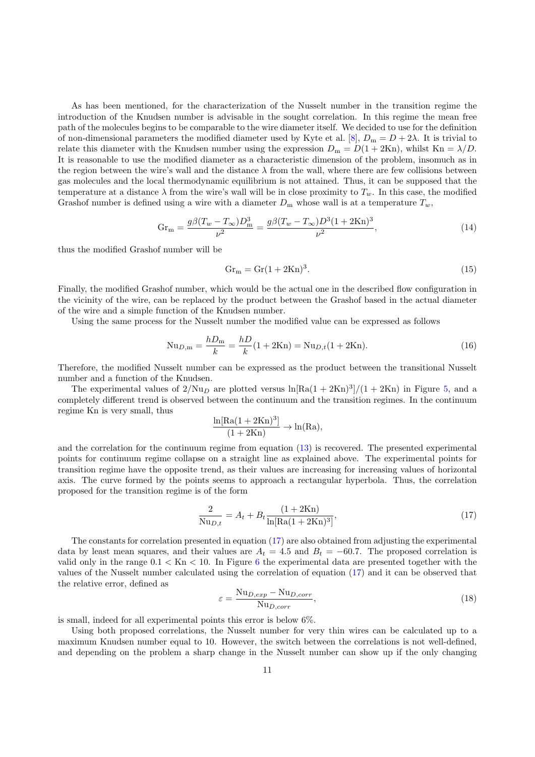As has been mentioned, for the characterization of the Nusselt number in the transition regime the introduction of the Knudsen number is advisable in the sought correlation. In this regime the mean free path of the molecules begins to be comparable to the wire diameter itself. We decided to use for the definition of non-dimensional parameters the modified diameter used by Kyte et al. [8], $D_\mathrm{m} = D + 2\lambda$. It is trivial to relate this diameter with the Knudsen number using the expression $D_\mathrm{m} = D(1 + 2\mathrm{Kn})$, whilst $\mathrm{Kn} = \lambda/D$. It is reasonable to use the modified diameter as a characteristic dimension of the problem, insomuch as in the region between the wire's wall and the distance $\lambda$ from the wall, where there are few collisions between gas molecules and the local thermodynamic equilibrium is not attained. Thus, it can be supposed that the temperature at a distance $\lambda$ from the wire's wall will be in close proximity to $T_w$. In this case, the modified Grashof number is defined using a wire with a diameter $D_\mathrm{m}$ whose wall is at a temperature $T_w$,

$$\mathrm{Gr_m} = \frac{g\beta(T_w - T_\infty)D_\mathrm{m}^3}{\nu^2} = \frac{g\beta(T_w - T_\infty)D^3(1+2\mathrm{Kn})^3}{\nu^2}, \tag{14}$$

thus the modified Grashof number will be

$$\mathrm{Gr_m} = \mathrm{Gr}(1+2\mathrm{Kn})^3. \tag{15}$$

Finally, the modified Grashof number, which would be the actual one in the described flow configuration in the vicinity of the wire, can be replaced by the product between the Grashof based in the actual diameter of the wire and a simple function of the Knudsen number.

Using the same process for the Nusselt number the modified value can be expressed as follows

$$\mathrm{Nu}_{D,\mathrm{m}} = \frac{hD_\mathrm{m}}{k} = \frac{hD}{k}(1+2\mathrm{Kn}) = \mathrm{Nu}_{D,t}(1+2\mathrm{Kn}). \tag{16}$$

Therefore, the modified Nusselt number can be expressed as the product between the transitional Nusselt number and a function of the Knudsen.

The experimental values of $2/\mathrm{Nu}_D$ are plotted versus $\ln[\mathrm{Ra}(1+2\mathrm{Kn})^3]/(1+2\mathrm{Kn})$ in Figure 5, and a completely different trend is observed between the continuum and the transition regimes. In the continuum regime Kn is very small, thus

$$\frac{\ln[\mathrm{Ra}(1+2\mathrm{Kn})^3]}{(1+2\mathrm{Kn})} \to \ln(\mathrm{Ra}),$$

and the correlation for the continuum regime from equation (13) is recovered. The presented experimental points for continuum regime collapse on a straight line as explained above. The experimental points for transition regime have the opposite trend, as their values are increasing for increasing values of horizontal axis. The curve formed by the points seems to approach a rectangular hyperbola. Thus, the correlation proposed for the transition regime is of the form

$$\frac{2}{\mathrm{Nu}_{D,t}} = A_t + B_t\frac{(1+2\mathrm{Kn})}{\ln[\mathrm{Ra}(1+2\mathrm{Kn})^3]}, \tag{17}$$

The constants for correlation presented in equation (17) are also obtained from adjusting the experimental data by least mean squares, and their values are $A_t = 4.5$ and $B_t = -60.7$. The proposed correlation is valid only in the range $0.1 < \mathrm{Kn} < 10$. In Figure 6 the experimental data are presented together with the values of the Nusselt number calculated using the correlation of equation (17) and it can be observed that the relative error, defined as

$$\varepsilon = \frac{\mathrm{Nu}_{D,exp} - \mathrm{Nu}_{D,corr}}{\mathrm{Nu}_{D,corr}}, \tag{18}$$

is small, indeed for all experimental points this error is below 6%.

Using both proposed correlations, the Nusselt number for very thin wires can be calculated up to a maximum Knudsen number equal to 10. However, the switch between the correlations is not well-defined, and depending on the problem a sharp change in the Nusselt number can show up if the only changing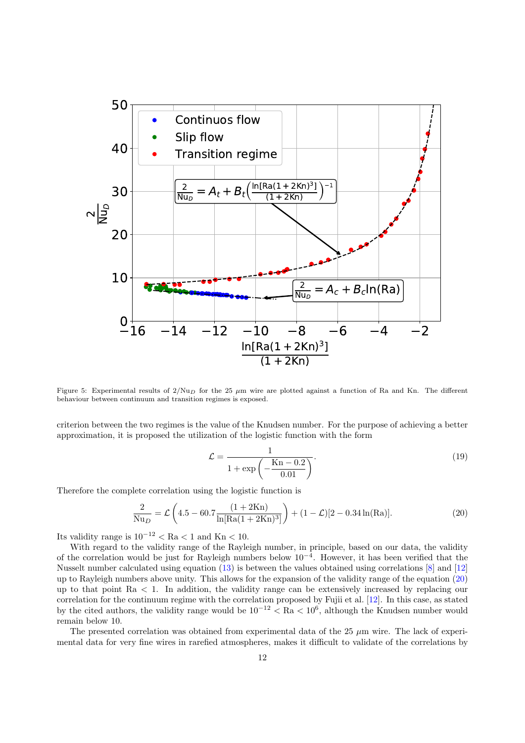Figure 5: Experimental results of $2/\mathrm{Nu}_D$ for the 25 $\mu$m wire are plotted against a function of Ra and Kn. The different behaviour between continuum and transition regimes is exposed.

criterion between the two regimes is the value of the Knudsen number. For the purpose of achieving a better approximation, it is proposed the utilization of the logistic function with the form

$$\mathcal{L} = \frac{1}{1 + \exp\left(-\dfrac{\mathrm{Kn} - 0.2}{0.01}\right)}. \tag{19}$$

Therefore the complete correlation using the logistic function is

$$\frac{2}{\mathrm{Nu}_D} = \mathcal{L}\left(4.5 - 60.7\frac{(1+2\mathrm{Kn})}{\ln[\mathrm{Ra}(1+2\mathrm{Kn})^3]}\right) + (1-\mathcal{L})[2 - 0.34\ln(\mathrm{Ra})]. \tag{20}$$

Its validity range is $10^{-12} < \mathrm{Ra} < 1$ and $\mathrm{Kn} < 10$.

With regard to the validity range of the Rayleigh number, in principle, based on our data, the validity of the correlation would be just for Rayleigh numbers below $10^{-4}$. However, it has been verified that the Nusselt number calculated using equation (13) is between the values obtained using correlations [8] and [12] up to Rayleigh numbers above unity. This allows for the expansion of the validity range of the equation (20) up to that point $\mathrm{Ra} < 1$. In addition, the validity range can be extensively increased by replacing our correlation for the continuum regime with the correlation proposed by Fujii et al. [12]. In this case, as stated by the cited authors, the validity range would be $10^{-12} < \mathrm{Ra} < 10^6$, although the Knudsen number would remain below 10.

The presented correlation was obtained from experimental data of the 25 $\mu$m wire. The lack of experimental data for very fine wires in rarefied atmospheres, makes it difficult to validate of the correlations by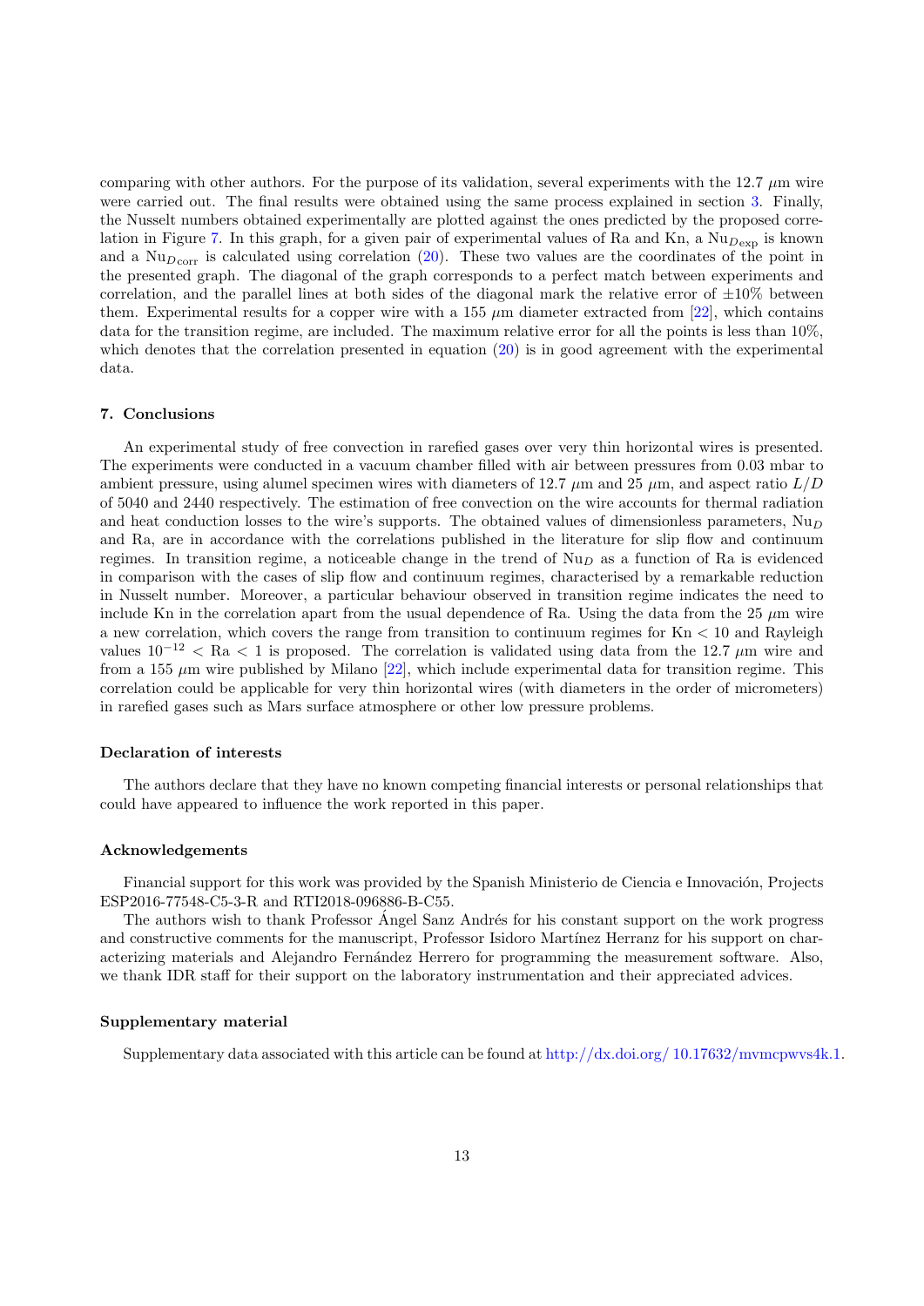comparing with other authors. For the purpose of its validation, several experiments with the 12.7 $\mu$m wire were carried out. The final results were obtained using the same process explained in section 3. Finally, the Nusselt numbers obtained experimentally are plotted against the ones predicted by the proposed correlation in Figure 7. In this graph, for a given pair of experimental values of Ra and Kn, a $\mathrm{Nu}_{D\mathrm{exp}}$ is known and a $\mathrm{Nu}_{D\mathrm{corr}}$ is calculated using correlation (20). These two values are the coordinates of the point in the presented graph. The diagonal of the graph corresponds to a perfect match between experiments and correlation, and the parallel lines at both sides of the diagonal mark the relative error of $\pm 10\%$ between them. Experimental results for a copper wire with a 155 $\mu$m diameter extracted from [22], which contains data for the transition regime, are included. The maximum relative error for all the points is less than 10%, which denotes that the correlation presented in equation (20) is in good agreement with the experimental data.

## 7. Conclusions

An experimental study of free convection in rarefied gases over very thin horizontal wires is presented. The experiments were conducted in a vacuum chamber filled with air between pressures from 0.03 mbar to ambient pressure, using alumel specimen wires with diameters of 12.7 $\mu$m and 25 $\mu$m, and aspect ratio $L/D$ of 5040 and 2440 respectively. The estimation of free convection on the wire accounts for thermal radiation and heat conduction losses to the wire's supports. The obtained values of dimensionless parameters, $\mathrm{Nu}_D$ and Ra, are in accordance with the correlations published in the literature for slip flow and continuum regimes. In transition regime, a noticeable change in the trend of $\mathrm{Nu}_D$ as a function of Ra is evidenced in comparison with the cases of slip flow and continuum regimes, characterised by a remarkable reduction in Nusselt number. Moreover, a particular behaviour observed in transition regime indicates the need to include Kn in the correlation apart from the usual dependence of Ra. Using the data from the 25 $\mu$m wire a new correlation, which covers the range from transition to continuum regimes for $\mathrm{Kn} < 10$ and Rayleigh values $10^{-12} < \mathrm{Ra} < 1$ is proposed. The correlation is validated using data from the 12.7 $\mu$m wire and from a 155 $\mu$m wire published by Milano [22], which include experimental data for transition regime. This correlation could be applicable for very thin horizontal wires (with diameters in the order of micrometers) in rarefied gases such as Mars surface atmosphere or other low pressure problems.

### Declaration of interests

The authors declare that they have no known competing financial interests or personal relationships that could have appeared to influence the work reported in this paper.

### Acknowledgements

Financial support for this work was provided by the Spanish Ministerio de Ciencia e Innovación, Projects ESP2016-77548-C5-3-R and RTI2018-096886-B-C55.

The authors wish to thank Professor Ángel Sanz Andrés for his constant support on the work progress and constructive comments for the manuscript, Professor Isidoro Martínez Herranz for his support on characterizing materials and Alejandro Fernández Herrero for programming the measurement software. Also, we thank IDR staff for their support on the laboratory instrumentation and their appreciated advices.

### Supplementary material

Supplementary data associated with this article can be found at http://dx.doi.org/ 10.17632/mvmcpwvs4k.1.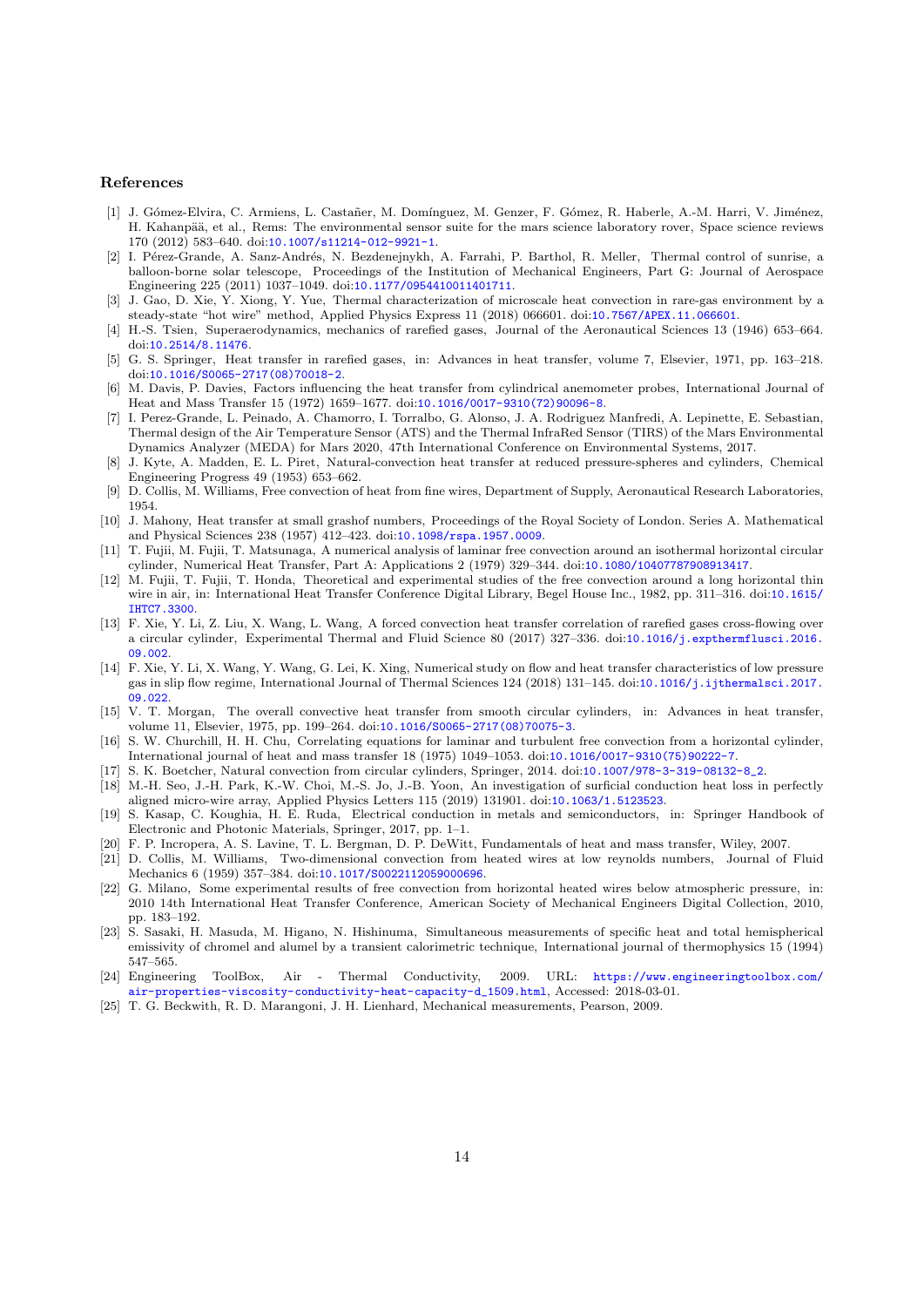## References

[1] J. Gómez-Elvira, C. Armiens, L. Castañer, M. Domínguez, M. Genzer, F. Gómez, R. Haberle, A.-M. Harri, V. Jiménez, H. Kahanpää, et al., Rems: The environmental sensor suite for the mars science laboratory rover, Space science reviews 170 (2012) 583–640. doi:10.1007/s11214-012-9921-1.

[2] I. Pérez-Grande, A. Sanz-Andrés, N. Bezdenejnykh, A. Farrahi, P. Barthol, R. Meller, Thermal control of sunrise, a balloon-borne solar telescope, Proceedings of the Institution of Mechanical Engineers, Part G: Journal of Aerospace Engineering 225 (2011) 1037–1049. doi:10.1177/0954410011401711.

[3] J. Gao, D. Xie, Y. Xiong, Y. Yue, Thermal characterization of microscale heat convection in rare-gas environment by a steady-state "hot wire" method, Applied Physics Express 11 (2018) 066601. doi:10.7567/APEX.11.066601.

[4] H.-S. Tsien, Superaerodynamics, mechanics of rarefied gases, Journal of the Aeronautical Sciences 13 (1946) 653–664. doi:10.2514/8.11476.

[5] G. S. Springer, Heat transfer in rarefied gases, in: Advances in heat transfer, volume 7, Elsevier, 1971, pp. 163–218. doi:10.1016/S0065-2717(08)70018-2.

[6] M. Davis, P. Davies, Factors influencing the heat transfer from cylindrical anemometer probes, International Journal of Heat and Mass Transfer 15 (1972) 1659–1677. doi:10.1016/0017-9310(72)90096-8.

[7] I. Perez-Grande, L. Peinado, A. Chamorro, I. Torralbo, G. Alonso, J. A. Rodriguez Manfredi, A. Lepinette, E. Sebastian, Thermal design of the Air Temperature Sensor (ATS) and the Thermal InfraRed Sensor (TIRS) of the Mars Environmental Dynamics Analyzer (MEDA) for Mars 2020, 47th International Conference on Environmental Systems, 2017.

[8] J. Kyte, A. Madden, E. L. Piret, Natural-convection heat transfer at reduced pressure-spheres and cylinders, Chemical Engineering Progress 49 (1953) 653–662.

[9] D. Collis, M. Williams, Free convection of heat from fine wires, Department of Supply, Aeronautical Research Laboratories, 1954.

[10] J. Mahony, Heat transfer at small grashof numbers, Proceedings of the Royal Society of London. Series A. Mathematical and Physical Sciences 238 (1957) 412–423. doi:10.1098/rspa.1957.0009.

[11] T. Fujii, M. Fujii, T. Matsunaga, A numerical analysis of laminar free convection around an isothermal horizontal circular cylinder, Numerical Heat Transfer, Part A: Applications 2 (1979) 329–344. doi:10.1080/10407787908913417.

[12] M. Fujii, T. Fujii, T. Honda, Theoretical and experimental studies of the free convection around a long horizontal thin wire in air, in: International Heat Transfer Conference Digital Library, Begel House Inc., 1982, pp. 311–316. doi:10.1615/IHTC7.3300.

[13] F. Xie, Y. Li, Z. Liu, X. Wang, L. Wang, A forced convection heat transfer correlation of rarefied gases cross-flowing over a circular cylinder, Experimental Thermal and Fluid Science 80 (2017) 327–336. doi:10.1016/j.expthermflusci.2016.09.002.

[14] F. Xie, Y. Li, X. Wang, Y. Wang, G. Lei, K. Xing, Numerical study on flow and heat transfer characteristics of low pressure gas in slip flow regime, International Journal of Thermal Sciences 124 (2018) 131–145. doi:10.1016/j.ijthermalsci.2017.09.022.

[15] V. T. Morgan, The overall convective heat transfer from smooth circular cylinders, in: Advances in heat transfer, volume 11, Elsevier, 1975, pp. 199–264. doi:10.1016/S0065-2717(08)70075-3.

[16] S. W. Churchill, H. H. Chu, Correlating equations for laminar and turbulent free convection from a horizontal cylinder, International journal of heat and mass transfer 18 (1975) 1049–1053. doi:10.1016/0017-9310(75)90222-7.

[17] S. K. Boetcher, Natural convection from circular cylinders, Springer, 2014. doi:10.1007/978-3-319-08132-8_2.

[18] M.-H. Seo, J.-H. Park, K.-W. Choi, M.-S. Jo, J.-B. Yoon, An investigation of surficial conduction heat loss in perfectly aligned micro-wire array, Applied Physics Letters 115 (2019) 131901. doi:10.1063/1.5123523.

[19] S. Kasap, C. Koughia, H. E. Ruda, Electrical conduction in metals and semiconductors, in: Springer Handbook of Electronic and Photonic Materials, Springer, 2017, pp. 1–1.

[20] F. P. Incropera, A. S. Lavine, T. L. Bergman, D. P. DeWitt, Fundamentals of heat and mass transfer, Wiley, 2007.

[21] D. Collis, M. Williams, Two-dimensional convection from heated wires at low reynolds numbers, Journal of Fluid Mechanics 6 (1959) 357–384. doi:10.1017/S0022112059000696.

[22] G. Milano, Some experimental results of free convection from horizontal heated wires below atmospheric pressure, in: 2010 14th International Heat Transfer Conference, American Society of Mechanical Engineers Digital Collection, 2010, pp. 183–192.

[23] S. Sasaki, H. Masuda, M. Higano, N. Hishinuma, Simultaneous measurements of specific heat and total hemispherical emissivity of chromel and alumel by a transient calorimetric technique, International journal of thermophysics 15 (1994) 547–565.

[24] Engineering ToolBox, Air - Thermal Conductivity, 2009. URL: https://www.engineeringtoolbox.com/air-properties-viscosity-conductivity-heat-capacity-d_1509.html, Accessed: 2018-03-01.

[25] T. G. Beckwith, R. D. Marangoni, J. H. Lienhard, Mechanical measurements, Pearson, 2009.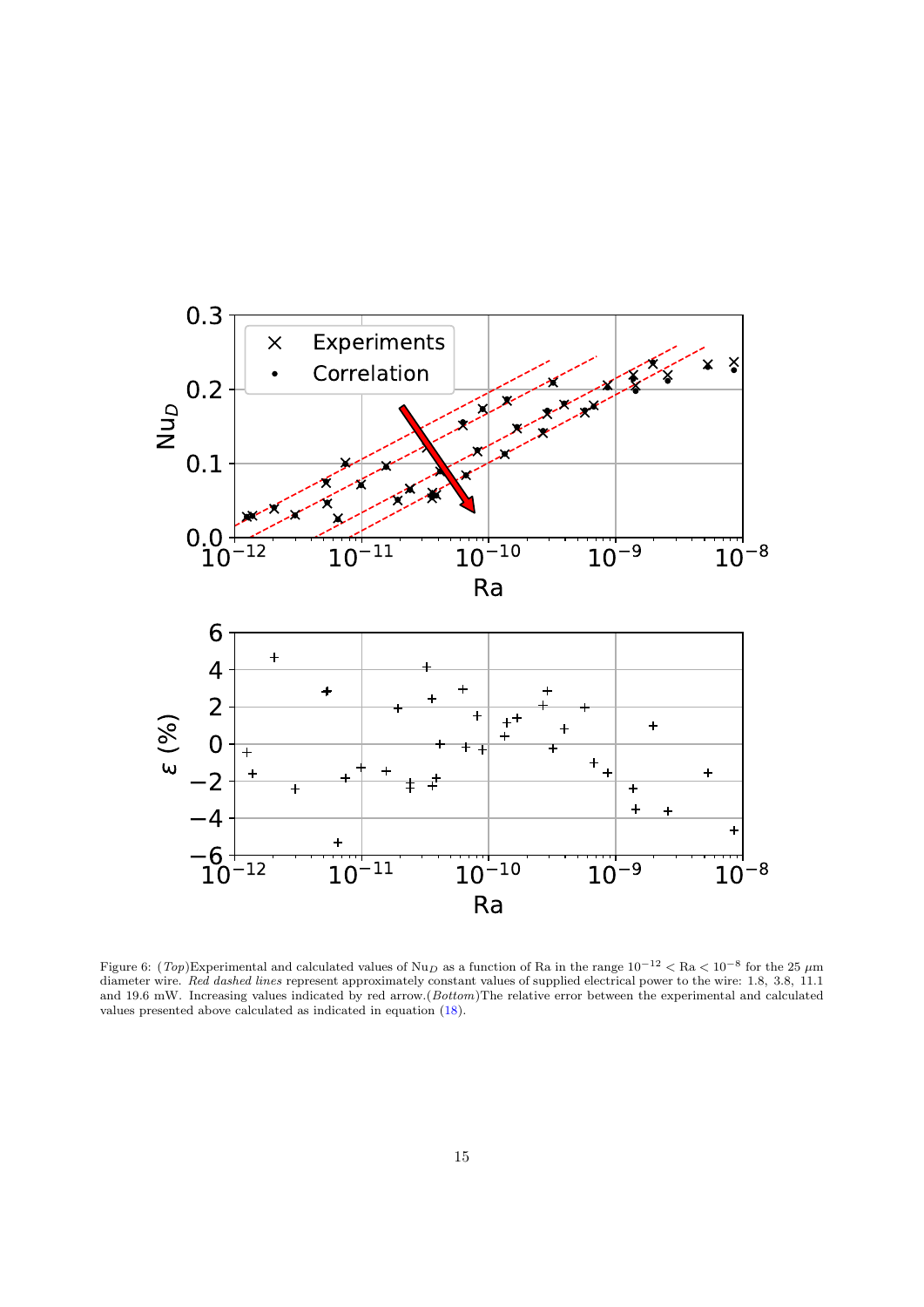Figure 6: (*Top*)Experimental and calculated values of $\mathrm{Nu}_D$ as a function of Ra in the range $10^{-12} < \mathrm{Ra} < 10^{-8}$ for the 25 $\mu$m diameter wire. *Red dashed lines* represent approximately constant values of supplied electrical power to the wire: 1.8, 3.8, 11.1 and 19.6 mW. Increasing values indicated by red arrow.(*Bottom*)The relative error between the experimental and calculated values presented above calculated as indicated in equation (18).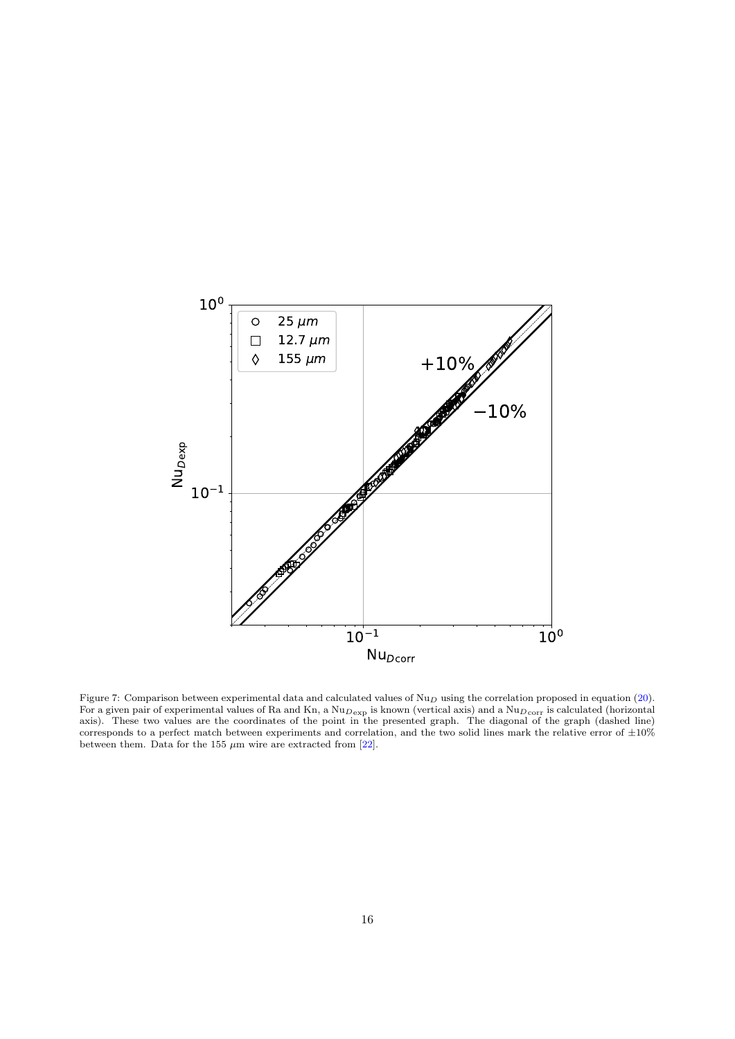$10^0$

$10^{-1}$

$\mathrm{Nu}_{D\mathrm{exp}}$

$10^{-1}$

$10^0$

$\mathrm{Nu}_{D\mathrm{corr}}$

○ 25 $\mu m$

□ 12.7 $\mu m$

◊ 155 $\mu m$

+10%

−10%

Figure 7: Comparison between experimental data and calculated values of $\mathrm{Nu}_D$ using the correlation proposed in equation (20). For a given pair of experimental values of Ra and Kn, a $\mathrm{Nu}_{D\mathrm{exp}}$ is known (vertical axis) and a $\mathrm{Nu}_{D\mathrm{corr}}$ is calculated (horizontal axis). These two values are the coordinates of the point in the presented graph. The diagonal of the graph (dashed line) corresponds to a perfect match between experiments and correlation, and the two solid lines mark the relative error of $\pm 10\%$ between them. Data for the 155 $\mu$m wire are extracted from [22].